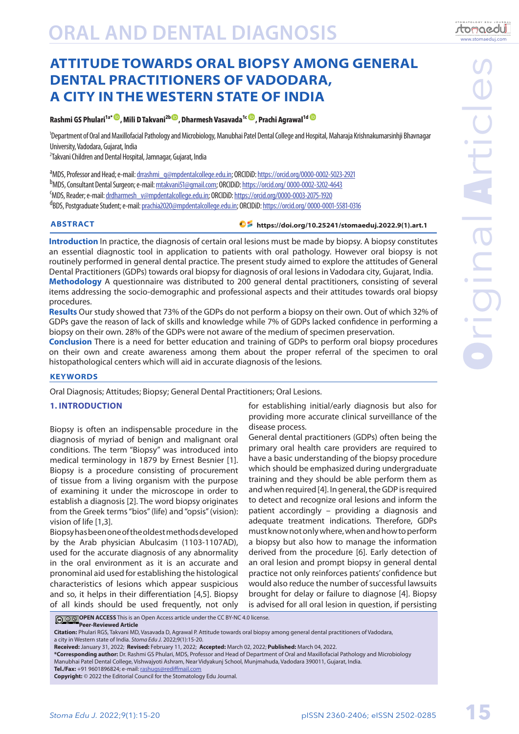# ATTITUDE TOWARDS ORAL BIOPSY AMONG GENERAL DENTAL PRACTITIONERS OF VADODARA, A CITY IN THE WESTERN STATE OF INDIA

**Rashmi GS Phulari[1a*], Mili D Takvani[2b], Dharmesh Vasavada[1c], Prachi Agrawal[1d]**

[1]Department of Oral and Maxillofacial Pathology and Microbiology, Manubhai Patel Dental College and Hospital, Maharaja Krishnakumarsinhji Bhavnagar University, Vadodara, Gujarat, India
[2]Takvani Children and Dental Hospital, Jamnagar, Gujarat, India

[a]MDS, Professor and Head; e-mail: drrashmi_g@mpdentalcollege.edu.in; ORCIDiD: https://orcid.org/0000-0002-5023-2921
[b]MDS, Consultant Dental Surgeon; e-mail: mtakvani51@gmail.com; ORCIDiD: https://orcid.org/ 0000-0002-3202-4643
[c]MDS, Reader; e-mail: drdharmesh_v@mpdentalcollege.edu.in; ORCIDiD: https://orcid.org/0000-0003-2075-1920
[d]BDS, Postgraduate Student; e-mail: prachia2020@mpdentalcollege.edu.in; ORCIDiD: https://orcid.org/ 0000-0001-5581-0316

## ABSTRACT

https://doi.org/10.25241/stomaeduj.2022.9(1).art.1

**Introduction** In practice, the diagnosis of certain oral lesions must be made by biopsy. A biopsy constitutes an essential diagnostic tool in application to patients with oral pathology. However oral biopsy is not routinely performed in general dental practice. The present study aimed to explore the attitudes of General Dental Practitioners (GDPs) towards oral biopsy for diagnosis of oral lesions in Vadodara city, Gujarat, India.

**Methodology** A questionnaire was distributed to 200 general dental practitioners, consisting of several items addressing the socio-demographic and professional aspects and their attitudes towards oral biopsy procedures.

**Results** Our study showed that 73% of the GDPs do not perform a biopsy on their own. Out of which 32% of GDPs gave the reason of lack of skills and knowledge while 7% of GDPs lacked confidence in performing a biopsy on their own. 28% of the GDPs were not aware of the medium of specimen preservation.

**Conclusion** There is a need for better education and training of GDPs to perform oral biopsy procedures on their own and create awareness among them about the proper referral of the specimen to oral histopathological centers which will aid in accurate diagnosis of the lesions.

## KEYWORDS

Oral Diagnosis; Attitudes; Biopsy; General Dental Practitioners; Oral Lesions.

## 1. INTRODUCTION

Biopsy is often an indispensable procedure in the diagnosis of myriad of benign and malignant oral conditions. The term "Biopsy" was introduced into medical terminology in 1879 by Ernest Besnier [1]. Biopsy is a procedure consisting of procurement of tissue from a living organism with the purpose of examining it under the microscope in order to establish a diagnosis [2]. The word biopsy originates from the Greek terms "bios" (life) and "opsis" (vision): vision of life [1,3].

Biopsy has been one of the oldest methods developed by the Arab physician Abulcasim (1103-1107AD), used for the accurate diagnosis of any abnormality in the oral environment as it is an accurate and pronominal aid used for establishing the histological characteristics of lesions which appear suspicious and so, it helps in their differentiation [4,5]. Biopsy of all kinds should be used frequently, not only for establishing initial/early diagnosis but also for providing more accurate clinical surveillance of the disease process.

General dental practitioners (GDPs) often being the primary oral health care providers are required to have a basic understanding of the biopsy procedure which should be emphasized during undergraduate training and they should be able perform them as and when required [4]. In general, the GDP is required to detect and recognize oral lesions and inform the patient accordingly – providing a diagnosis and adequate treatment indications. Therefore, GDPs must know not only where, when and how to perform a biopsy but also how to manage the information derived from the procedure [6]. Early detection of an oral lesion and prompt biopsy in general dental practice not only reinforces patients' confidence but would also reduce the number of successful lawsuits brought for delay or failure to diagnose [4]. Biopsy is advised for all oral lesion in question, if persisting

**OPEN ACCESS** This is an Open Access article under the CC BY-NC 4.0 license.
**Peer-Reviewed Article**

**Citation:** Phulari RGS, Takvani MD, Vasavada D, Agrawal P. Attitude towards oral biopsy among general dental practitioners of Vadodara, a city in Western state of India. *Stoma Edu J.* 2022;9(1):15-20.
**Received:** January 31, 2022; **Revised:** February 11, 2022; **Accepted:** March 02, 2022; **Published:** March 04, 2022.
***Corresponding author:** Dr. Rashmi GS Phulari, MDS, Professor and Head of Department of Oral and Maxillofacial Pathology and Microbiology Manubhai Patel Dental College, Vishwajyoti Ashram, Near Vidyakunj School, Munjmahuda, Vadodara 390011, Gujarat, India.
**Tel./Fax:** +91 9601896824; e-mail: rashugs@rediffmail.com
**Copyright:** © 2022 the Editorial Council for the Stomatology Edu Journal.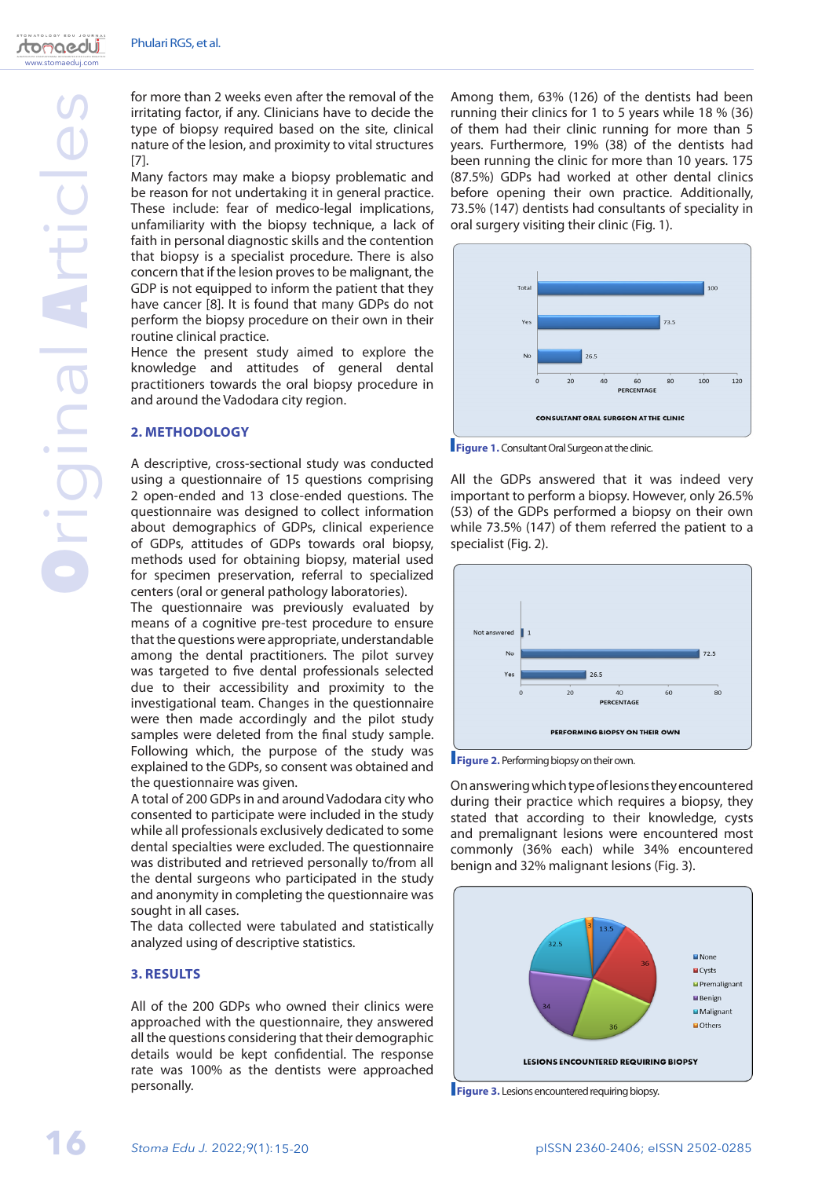for more than 2 weeks even after the removal of the irritating factor, if any. Clinicians have to decide the type of biopsy required based on the site, clinical nature of the lesion, and proximity to vital structures [7].

Many factors may make a biopsy problematic and be reason for not undertaking it in general practice. These include: fear of medico-legal implications, unfamiliarity with the biopsy technique, a lack of faith in personal diagnostic skills and the contention that biopsy is a specialist procedure. There is also concern that if the lesion proves to be malignant, the GDP is not equipped to inform the patient that they have cancer [8]. It is found that many GDPs do not perform the biopsy procedure on their own in their routine clinical practice.

Hence the present study aimed to explore the knowledge and attitudes of general dental practitioners towards the oral biopsy procedure in and around the Vadodara city region.

## 2. METHODOLOGY

A descriptive, cross-sectional study was conducted using a questionnaire of 15 questions comprising 2 open-ended and 13 close-ended questions. The questionnaire was designed to collect information about demographics of GDPs, clinical experience of GDPs, attitudes of GDPs towards oral biopsy, methods used for obtaining biopsy, material used for specimen preservation, referral to specialized centers (oral or general pathology laboratories).

The questionnaire was previously evaluated by means of a cognitive pre-test procedure to ensure that the questions were appropriate, understandable among the dental practitioners. The pilot survey was targeted to five dental professionals selected due to their accessibility and proximity to the investigational team. Changes in the questionnaire were then made accordingly and the pilot study samples were deleted from the final study sample. Following which, the purpose of the study was explained to the GDPs, so consent was obtained and the questionnaire was given.

A total of 200 GDPs in and around Vadodara city who consented to participate were included in the study while all professionals exclusively dedicated to some dental specialties were excluded. The questionnaire was distributed and retrieved personally to/from all the dental surgeons who participated in the study and anonymity in completing the questionnaire was sought in all cases.

The data collected were tabulated and statistically analyzed using of descriptive statistics.

## 3. RESULTS

All of the 200 GDPs who owned their clinics were approached with the questionnaire, they answered all the questions considering that their demographic details would be kept confidential. The response rate was 100% as the dentists were approached personally.

Among them, 63% (126) of the dentists had been running their clinics for 1 to 5 years while 18 % (36) of them had their clinic running for more than 5 years. Furthermore, 19% (38) of the dentists had been running the clinic for more than 10 years. 175 (87.5%) GDPs had worked at other dental clinics before opening their own practice. Additionally, 73.5% (147) dentists had consultants of speciality in oral surgery visiting their clinic (Fig. 1).

**Figure 1.** Consultant Oral Surgeon at the clinic.

All the GDPs answered that it was indeed very important to perform a biopsy. However, only 26.5% (53) of the GDPs performed a biopsy on their own while 73.5% (147) of them referred the patient to a specialist (Fig. 2).

**Figure 2.** Performing biopsy on their own.

On answering which type of lesions they encountered during their practice which requires a biopsy, they stated that according to their knowledge, cysts and premalignant lesions were encountered most commonly (36% each) while 34% encountered benign and 32% malignant lesions (Fig. 3).

**Figure 3.** Lesions encountered requiring biopsy.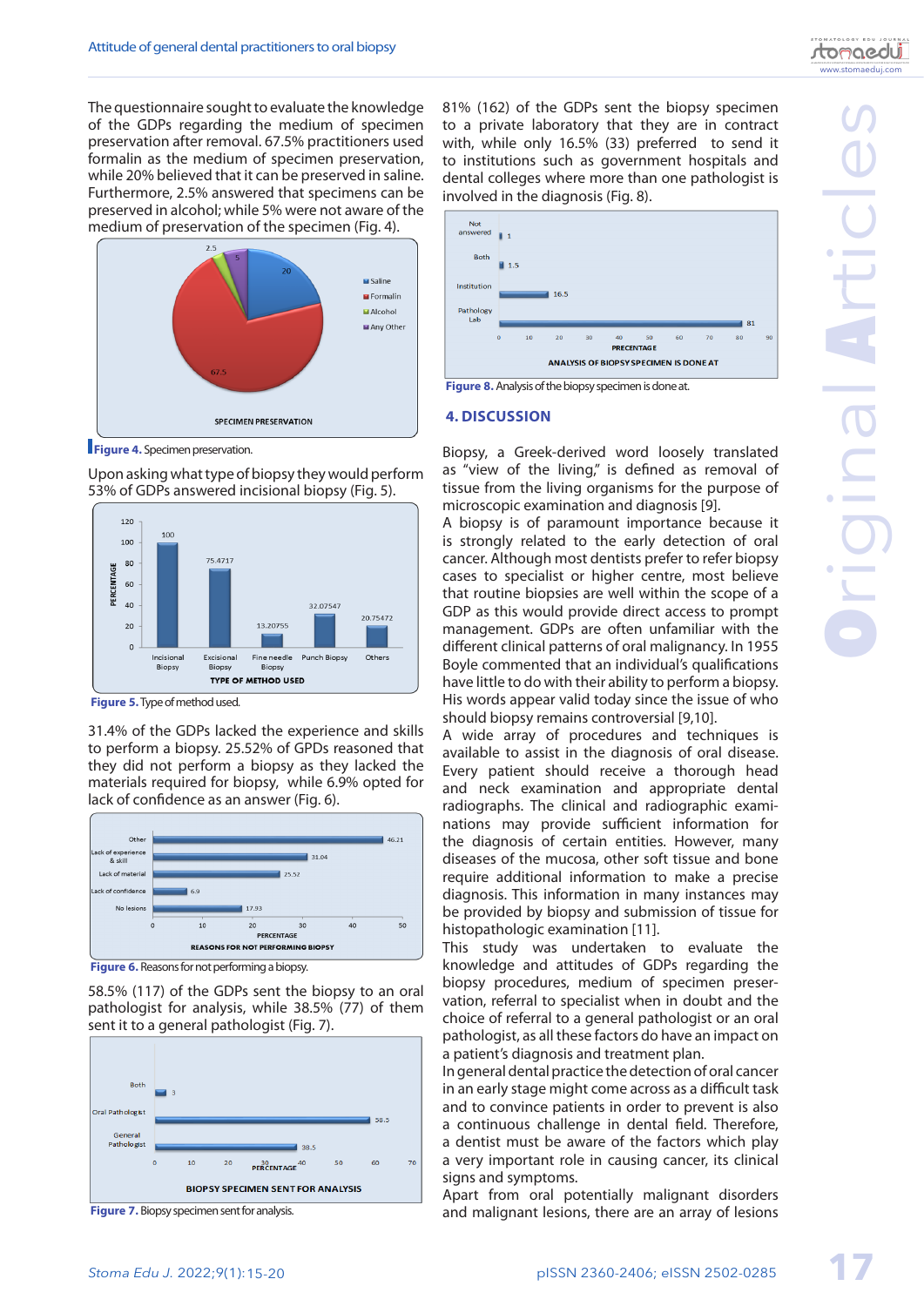The questionnaire sought to evaluate the knowledge of the GDPs regarding the medium of specimen preservation after removal. 67.5% practitioners used formalin as the medium of specimen preservation, while 20% believed that it can be preserved in saline. Furthermore, 2.5% answered that specimens can be preserved in alcohol; while 5% were not aware of the medium of preservation of the specimen (Fig. 4).

**Figure 4.** Specimen preservation.

Upon asking what type of biopsy they would perform 53% of GDPs answered incisional biopsy (Fig. 5).

**Figure 5.** Type of method used.

31.4% of the GDPs lacked the experience and skills to perform a biopsy. 25.52% of GPDs reasoned that they did not perform a biopsy as they lacked the materials required for biopsy, while 6.9% opted for lack of confidence as an answer (Fig. 6).

**Figure 6.** Reasons for not performing a biopsy.

58.5% (117) of the GDPs sent the biopsy to an oral pathologist for analysis, while 38.5% (77) of them sent it to a general pathologist (Fig. 7).

**Figure 7.** Biopsy specimen sent for analysis.

81% (162) of the GDPs sent the biopsy specimen to a private laboratory that they are in contract with, while only 16.5% (33) preferred to send it to institutions such as government hospitals and dental colleges where more than one pathologist is involved in the diagnosis (Fig. 8).

**Figure 8.** Analysis of the biopsy specimen is done at.

## 4. DISCUSSION

Biopsy, a Greek-derived word loosely translated as "view of the living," is defined as removal of tissue from the living organisms for the purpose of microscopic examination and diagnosis [9].

A biopsy is of paramount importance because it is strongly related to the early detection of oral cancer. Although most dentists prefer to refer biopsy cases to specialist or higher centre, most believe that routine biopsies are well within the scope of a GDP as this would provide direct access to prompt management. GDPs are often unfamiliar with the different clinical patterns of oral malignancy. In 1955 Boyle commented that an individual's qualifications have little to do with their ability to perform a biopsy. His words appear valid today since the issue of who should biopsy remains controversial [9,10].

A wide array of procedures and techniques is available to assist in the diagnosis of oral disease. Every patient should receive a thorough head and neck examination and appropriate dental radiographs. The clinical and radiographic examinations may provide sufficient information for the diagnosis of certain entities. However, many diseases of the mucosa, other soft tissue and bone require additional information to make a precise diagnosis. This information in many instances may be provided by biopsy and submission of tissue for histopathologic examination [11].

This study was undertaken to evaluate the knowledge and attitudes of GDPs regarding the biopsy procedures, medium of specimen preservation, referral to specialist when in doubt and the choice of referral to a general pathologist or an oral pathologist, as all these factors do have an impact on a patient's diagnosis and treatment plan.

In general dental practice the detection of oral cancer in an early stage might come across as a difficult task and to convince patients in order to prevent is also a continuous challenge in dental field. Therefore, a dentist must be aware of the factors which play a very important role in causing cancer, its clinical signs and symptoms.

Apart from oral potentially malignant disorders and malignant lesions, there are an array of lesions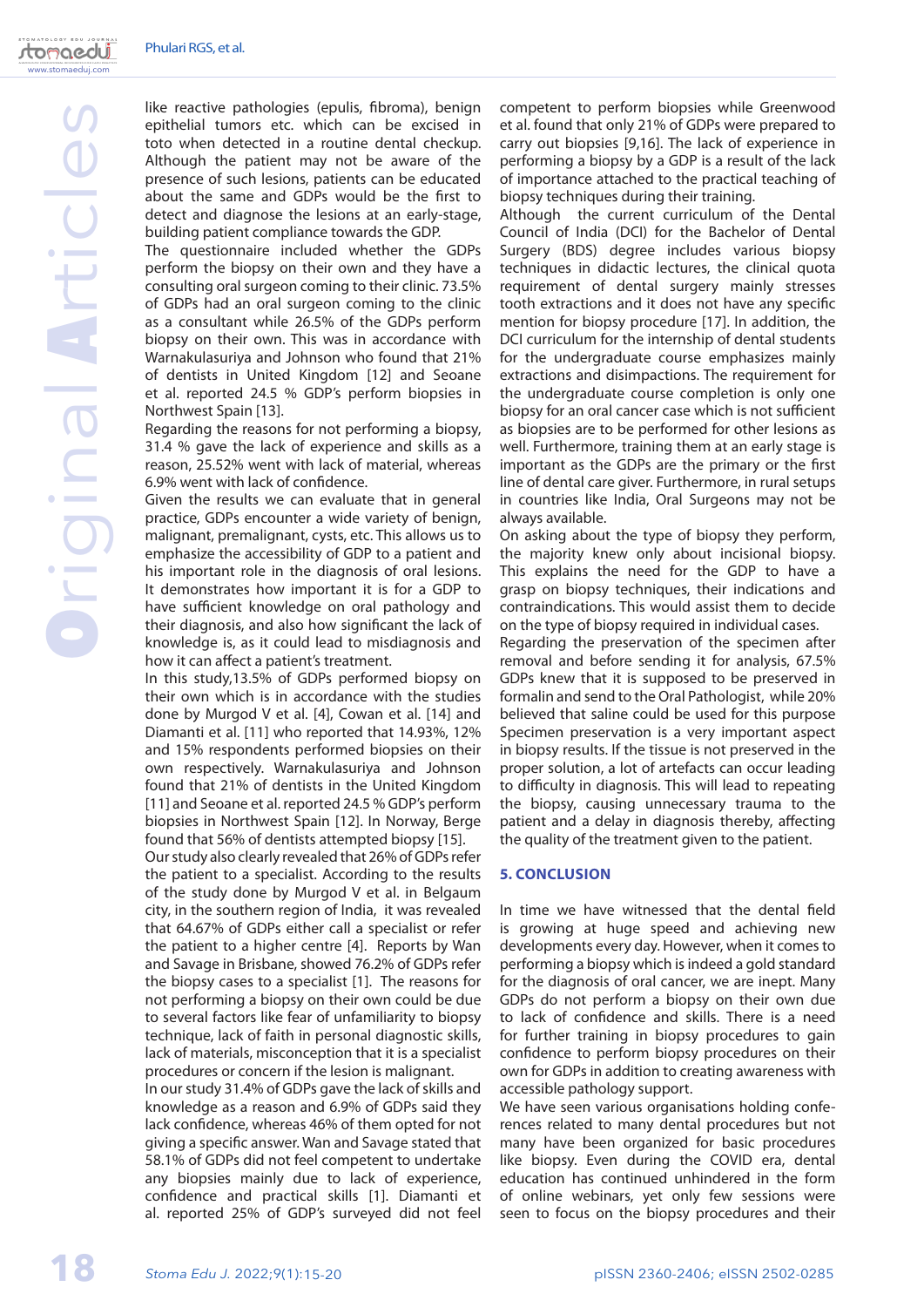like reactive pathologies (epulis, fibroma), benign epithelial tumors etc. which can be excised in toto when detected in a routine dental checkup. Although the patient may not be aware of the presence of such lesions, patients can be educated about the same and GDPs would be the first to detect and diagnose the lesions at an early-stage, building patient compliance towards the GDP.

The questionnaire included whether the GDPs perform the biopsy on their own and they have a consulting oral surgeon coming to their clinic. 73.5% of GDPs had an oral surgeon coming to the clinic as a consultant while 26.5% of the GDPs perform biopsy on their own. This was in accordance with Warnakulasuriya and Johnson who found that 21% of dentists in United Kingdom [12] and Seoane et al. reported 24.5 % GDP's perform biopsies in Northwest Spain [13].

Regarding the reasons for not performing a biopsy, 31.4 % gave the lack of experience and skills as a reason, 25.52% went with lack of material, whereas 6.9% went with lack of confidence.

Given the results we can evaluate that in general practice, GDPs encounter a wide variety of benign, malignant, premalignant, cysts, etc. This allows us to emphasize the accessibility of GDP to a patient and his important role in the diagnosis of oral lesions. It demonstrates how important it is for a GDP to have sufficient knowledge on oral pathology and their diagnosis, and also how significant the lack of knowledge is, as it could lead to misdiagnosis and how it can affect a patient's treatment.

In this study,13.5% of GDPs performed biopsy on their own which is in accordance with the studies done by Murgod V et al. [4], Cowan et al. [14] and Diamanti et al. [11] who reported that 14.93%, 12% and 15% respondents performed biopsies on their own respectively. Warnakulasuriya and Johnson found that 21% of dentists in the United Kingdom [11] and Seoane et al. reported 24.5 % GDP's perform biopsies in Northwest Spain [12]. In Norway, Berge found that 56% of dentists attempted biopsy [15].

Our study also clearly revealed that 26% of GDPs refer the patient to a specialist. According to the results of the study done by Murgod V et al. in Belgaum city, in the southern region of India, it was revealed that 64.67% of GDPs either call a specialist or refer the patient to a higher centre [4]. Reports by Wan and Savage in Brisbane, showed 76.2% of GDPs refer the biopsy cases to a specialist [1]. The reasons for not performing a biopsy on their own could be due to several factors like fear of unfamiliarity to biopsy technique, lack of faith in personal diagnostic skills, lack of materials, misconception that it is a specialist procedures or concern if the lesion is malignant.

In our study 31.4% of GDPs gave the lack of skills and knowledge as a reason and 6.9% of GDPs said they lack confidence, whereas 46% of them opted for not giving a specific answer. Wan and Savage stated that 58.1% of GDPs did not feel competent to undertake any biopsies mainly due to lack of experience, confidence and practical skills [1]. Diamanti et al. reported 25% of GDP's surveyed did not feel competent to perform biopsies while Greenwood et al. found that only 21% of GDPs were prepared to carry out biopsies [9,16]. The lack of experience in performing a biopsy by a GDP is a result of the lack of importance attached to the practical teaching of biopsy techniques during their training.

Although the current curriculum of the Dental Council of India (DCI) for the Bachelor of Dental Surgery (BDS) degree includes various biopsy techniques in didactic lectures, the clinical quota requirement of dental surgery mainly stresses tooth extractions and it does not have any specific mention for biopsy procedure [17]. In addition, the DCI curriculum for the internship of dental students for the undergraduate course emphasizes mainly extractions and disimpactions. The requirement for the undergraduate course completion is only one biopsy for an oral cancer case which is not sufficient as biopsies are to be performed for other lesions as well. Furthermore, training them at an early stage is important as the GDPs are the primary or the first line of dental care giver. Furthermore, in rural setups in countries like India, Oral Surgeons may not be always available.

On asking about the type of biopsy they perform, the majority knew only about incisional biopsy. This explains the need for the GDP to have a grasp on biopsy techniques, their indications and contraindications. This would assist them to decide on the type of biopsy required in individual cases.

Regarding the preservation of the specimen after removal and before sending it for analysis, 67.5% GDPs knew that it is supposed to be preserved in formalin and send to the Oral Pathologist, while 20% believed that saline could be used for this purpose Specimen preservation is a very important aspect in biopsy results. If the tissue is not preserved in the proper solution, a lot of artefacts can occur leading to difficulty in diagnosis. This will lead to repeating the biopsy, causing unnecessary trauma to the patient and a delay in diagnosis thereby, affecting the quality of the treatment given to the patient.

## 5. CONCLUSION

In time we have witnessed that the dental field is growing at huge speed and achieving new developments every day. However, when it comes to performing a biopsy which is indeed a gold standard for the diagnosis of oral cancer, we are inept. Many GDPs do not perform a biopsy on their own due to lack of confidence and skills. There is a need for further training in biopsy procedures to gain confidence to perform biopsy procedures on their own for GDPs in addition to creating awareness with accessible pathology support.

We have seen various organisations holding conferences related to many dental procedures but not many have been organized for basic procedures like biopsy. Even during the COVID era, dental education has continued unhindered in the form of online webinars, yet only few sessions were seen to focus on the biopsy procedures and their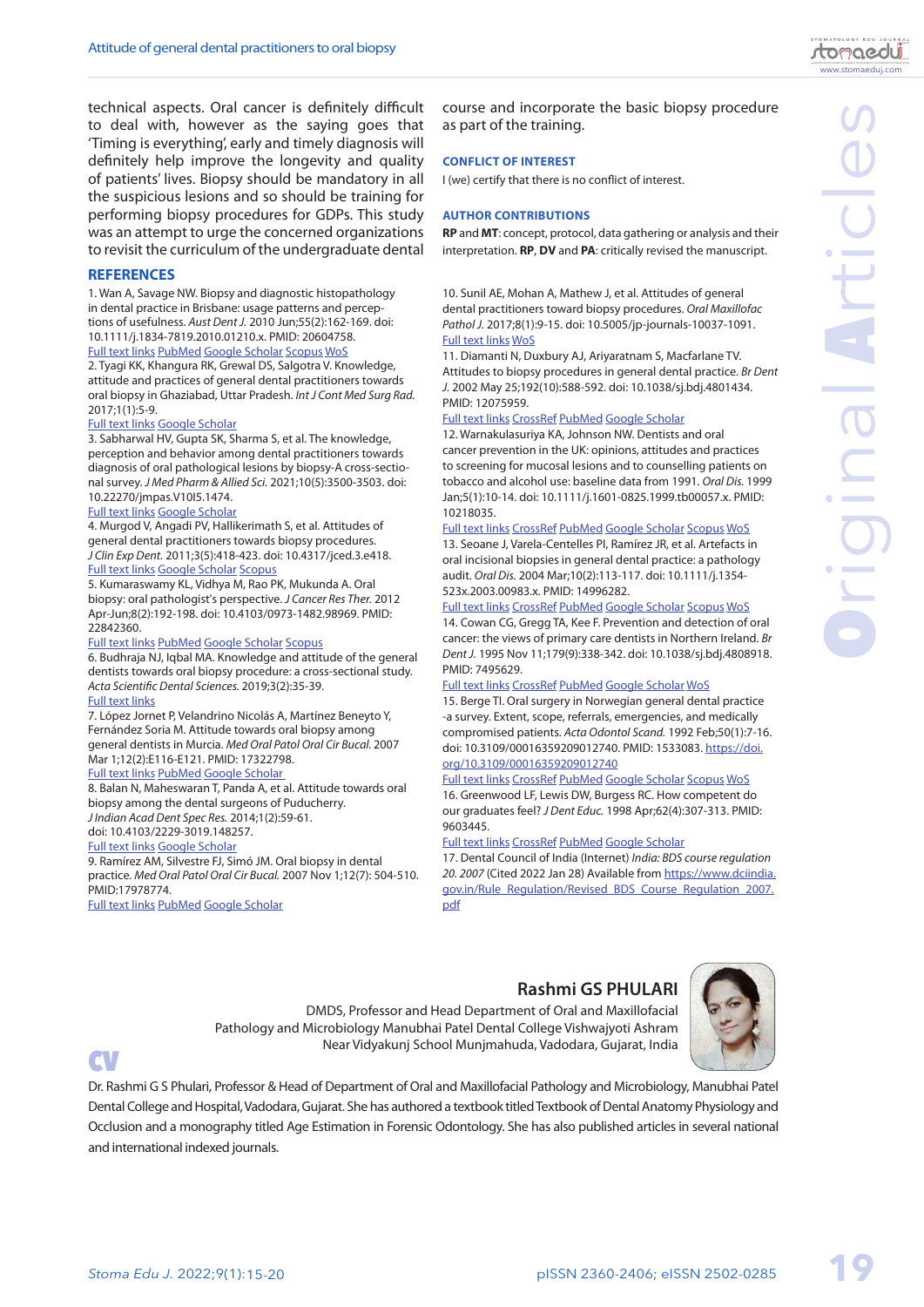technical aspects. Oral cancer is definitely difficult to deal with, however as the saying goes that 'Timing is everything', early and timely diagnosis will definitely help improve the longevity and quality of patients' lives. Biopsy should be mandatory in all the suspicious lesions and so should be training for performing biopsy procedures for GDPs. This study was an attempt to urge the concerned organizations to revisit the curriculum of the undergraduate dental course and incorporate the basic biopsy procedure as part of the training.

## CONFLICT OF INTEREST

I (we) certify that there is no conflict of interest.

## AUTHOR CONTRIBUTIONS

**RP** and **MT**: concept, protocol, data gathering or analysis and their interpretation. **RP**, **DV** and **PA**: critically revised the manuscript.

## REFERENCES

1. Wan A, Savage NW. Biopsy and diagnostic histopathology in dental practice in Brisbane: usage patterns and perceptions of usefulness. *Aust Dent J.* 2010 Jun;55(2):162-169. doi: 10.1111/j.1834-7819.2010.01210.x. PMID: 20604758.
Full text links PubMed Google Scholar Scopus WoS
2. Tyagi KK, Khangura RK, Grewal DS, Salgotra V. Knowledge, attitude and practices of general dental practitioners towards oral biopsy in Ghaziabad, Uttar Pradesh. *Int J Cont Med Surg Rad.* 2017;1(1):5-9.
Full text links Google Scholar
3. Sabharwal HV, Gupta SK, Sharma S, et al. The knowledge, perception and behavior among dental practitioners towards diagnosis of oral pathological lesions by biopsy-A cross-sectional survey. *J Med Pharm & Allied Sci.* 2021;10(5):3500-3503. doi: 10.22270/jmpas.V10I5.1474.
Full text links Google Scholar
4. Murgod V, Angadi PV, Hallikerimath S, et al. Attitudes of general dental practitioners towards biopsy procedures. *J Clin Exp Dent.* 2011;3(5):418-423. doi: 10.4317/jced.3.e418.
Full text links Google Scholar Scopus
5. Kumaraswamy KL, Vidhya M, Rao PK, Mukunda A. Oral biopsy: oral pathologist's perspective. *J Cancer Res Ther.* 2012 Apr-Jun;8(2):192-198. doi: 10.4103/0973-1482.98969. PMID: 22842360.
Full text links PubMed Google Scholar Scopus
6. Budhraja NJ, Iqbal MA. Knowledge and attitude of the general dentists towards oral biopsy procedure: a cross-sectional study. *Acta Scientific Dental Sciences.* 2019;3(2):35-39.
Full text links
7. López Jornet P, Velandrino Nicolás A, Martínez Beneyto Y, Fernández Soria M. Attitude towards oral biopsy among general dentists in Murcia. *Med Oral Patol Oral Cir Bucal.* 2007 Mar 1;12(2):E116-E121. PMID: 17322798.
Full text links PubMed Google Scholar
8. Balan N, Maheswaran T, Panda A, et al. Attitude towards oral biopsy among the dental surgeons of Puducherry. *J Indian Acad Dent Spec Res.* 2014;1(2):59-61. doi: 10.4103/2229-3019.148257.
Full text links Google Scholar
9. Ramírez AM, Silvestre FJ, Simó JM. Oral biopsy in dental practice. *Med Oral Patol Oral Cir Bucal.* 2007 Nov 1;12(7): 504-510. PMID:17978774.
Full text links PubMed Google Scholar
10. Sunil AE, Mohan M, Mathew J, et al. Attitudes of general dental practitioners toward biopsy procedures. *Oral Maxillofac Pathol J.* 2017;8(1):9-15. doi: 10.5005/jp-journals-10037-1091.
Full text links WoS
11. Diamanti N, Duxbury AJ, Ariyaratnam S, Macfarlane TV. Attitudes to biopsy procedures in general dental practice. *Br Dent J.* 2002 May 25;192(10):588-592. doi: 10.1038/sj.bdj.4801434. PMID: 12075959.
Full text links CrossRef PubMed Google Scholar
12. Warnakulasuriya KA, Johnson NW. Dentists and oral cancer prevention in the UK: opinions, attitudes and practices to screening for mucosal lesions and to counselling patients on tobacco and alcohol use: baseline data from 1991. *Oral Dis.* 1999 Jan;5(1):10-14. doi: 10.1111/j.1601-0825.1999.tb00057.x. PMID: 10218035.
Full text links CrossRef PubMed Google Scholar Scopus WoS
13. Seoane J, Varela-Centelles PI, Ramírez JR, et al. Artefacts in oral incisional biopsies in general dental practice: a pathology audit. *Oral Dis.* 2004 Mar;10(2):113-117. doi: 10.1111/j.1354-523x.2003.00983.x. PMID: 14996282.
Full text links CrossRef PubMed Google Scholar Scopus WoS
14. Cowan CG, Gregg TA, Kee F. Prevention and detection of oral cancer: the views of primary care dentists in Northern Ireland. *Br Dent J.* 1995 Nov 11;179(9):338-342. doi: 10.1038/sj.bdj.4808918. PMID: 7495629.
Full text links CrossRef PubMed Google Scholar WoS
15. Berge TI. Oral surgery in Norwegian general dental practice -a survey. Extent, scope, referrals, emergencies, and medically compromised patients. *Acta Odontol Scand.* 1992 Feb;50(1):7-16. doi: 10.3109/00016359209012740. PMID: 1533083. https://doi.org/10.3109/00016359209012740
Full text links CrossRef PubMed Google Scholar Scopus WoS
16. Greenwood LF, Lewis DW, Burgess RC. How competent do our graduates feel? *J Dent Educ.* 1998 Apr;62(4):307-313. PMID: 9603445.
Full text links CrossRef PubMed Google Scholar
17. Dental Council of India (Internet) *India: BDS course regulation 20. 2007* (Cited 2022 Jan 28) Available from https://www.dciindia.gov.in/Rule_Regulation/Revised_BDS_Course_Regulation_2007.pdf

## CV

**Rashmi GS PHULARI**

DMDS, Professor and Head Department of Oral and Maxillofacial Pathology and Microbiology Manubhai Patel Dental College Vishwajyoti Ashram Near Vidyakunj School Munjmahuda, Vadodara, Gujarat, India

Dr. Rashmi G S Phulari, Professor & Head of Department of Oral and Maxillofacial Pathology and Microbiology, Manubhai Patel Dental College and Hospital, Vadodara, Gujarat. She has authored a textbook titled Textbook of Dental Anatomy Physiology and Occlusion and a monography titled Age Estimation in Forensic Odontology. She has also published articles in several national and international indexed journals.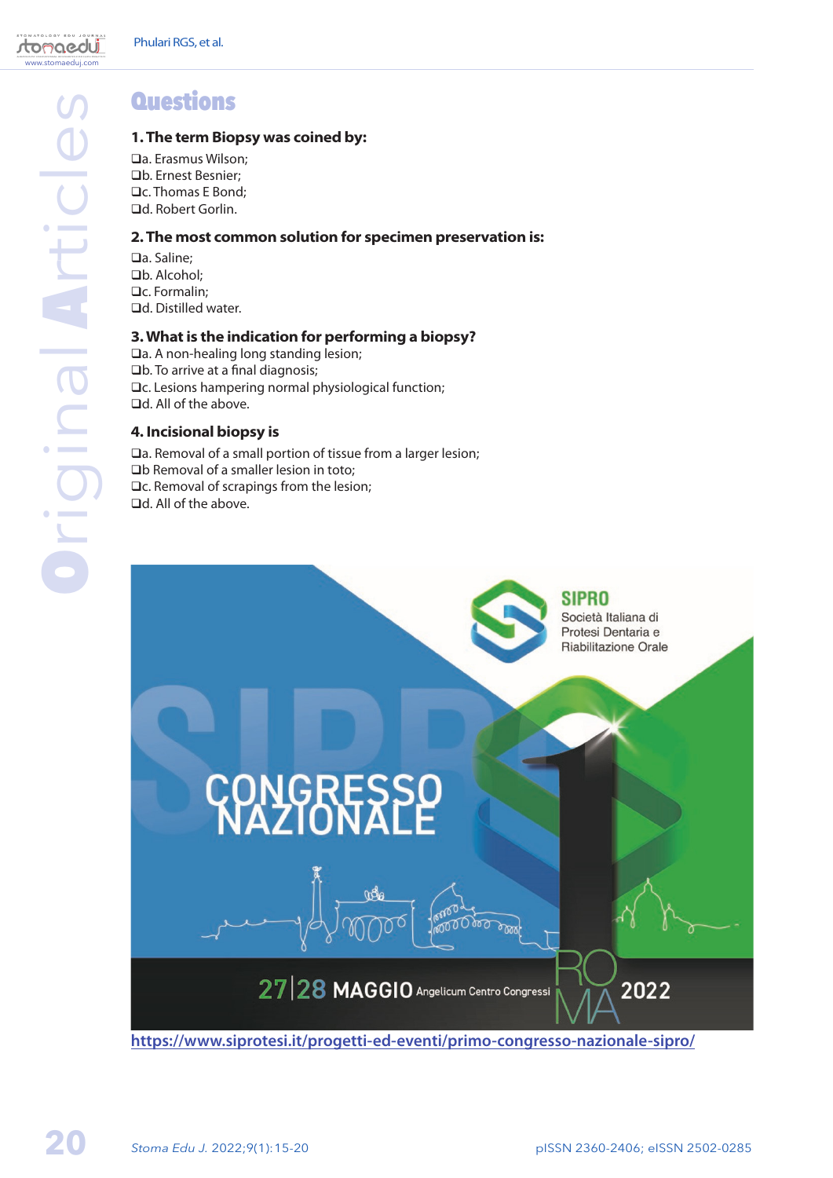## Questions

**1. The term Biopsy was coined by:**

❑a. Erasmus Wilson;
❑b. Ernest Besnier;
❑c. Thomas E Bond;
❑d. Robert Gorlin.

**2. The most common solution for specimen preservation is:**

❑a. Saline;
❑b. Alcohol;
❑c. Formalin;
❑d. Distilled water.

**3. What is the indication for performing a biopsy?**

❑a. A non-healing long standing lesion;
❑b. To arrive at a final diagnosis;
❑c. Lesions hampering normal physiological function;
❑d. All of the above.

**4. Incisional biopsy is**

❑a. Removal of a small portion of tissue from a larger lesion;
❑b Removal of a smaller lesion in toto;
❑c. Removal of scrapings from the lesion;
❑d. All of the above.

SIPRO
Società Italiana di Protesi Dentaria e Riabilitazione Orale

CONGRESSO NAZIONALE

27|28 MAGGIO Angelicum Centro Congressi ROMA 2022

https://www.siprotesi.it/progetti-ed-eventi/primo-congresso-nazionale-sipro/